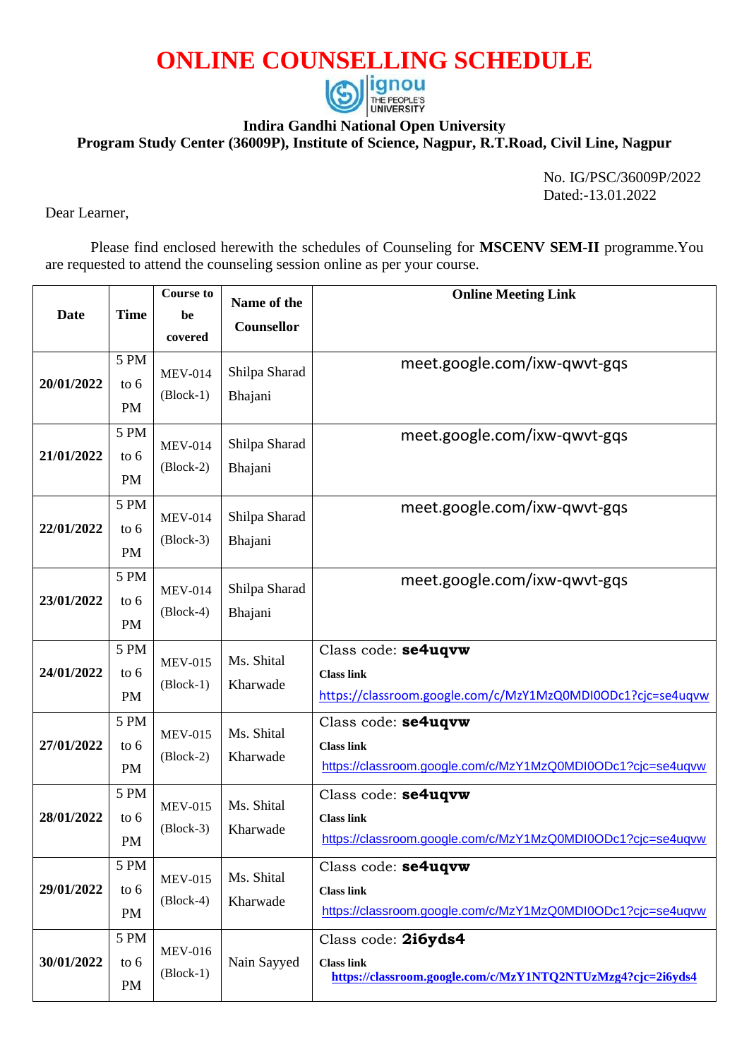# ONLINE COUNSELLING SCHEDULE

ignou THE PEOPLE'S UNIVERSITY

**Indira Gandhi National Open University**
**Program Study Center (36009P), Institute of Science, Nagpur, R.T.Road, Civil Line, Nagpur**

No. IG/PSC/36009P/2022
Dated:-13.01.2022

Dear Learner,

Please find enclosed herewith the schedules of Counseling for **MSCENV SEM-II** programme.You are requested to attend the counseling session online as per your course.

| Date | Time | Course to be covered | Name of the Counsellor | Online Meeting Link |
|---|---|---|---|---|
| 20/01/2022 | 5 PM to 6 PM | MEV-014 (Block-1) | Shilpa Sharad Bhajani | meet.google.com/ixw-qwvt-gqs |
| 21/01/2022 | 5 PM to 6 PM | MEV-014 (Block-2) | Shilpa Sharad Bhajani | meet.google.com/ixw-qwvt-gqs |
| 22/01/2022 | 5 PM to 6 PM | MEV-014 (Block-3) | Shilpa Sharad Bhajani | meet.google.com/ixw-qwvt-gqs |
| 23/01/2022 | 5 PM to 6 PM | MEV-014 (Block-4) | Shilpa Sharad Bhajani | meet.google.com/ixw-qwvt-gqs |
| 24/01/2022 | 5 PM to 6 PM | MEV-015 (Block-1) | Ms. Shital Kharwade | Class code: **se4uqvw** **Class link** https://classroom.google.com/c/MzY1MzQ0MDI0ODc1?cjc=se4uqvw |
| 27/01/2022 | 5 PM to 6 PM | MEV-015 (Block-2) | Ms. Shital Kharwade | Class code: **se4uqvw** **Class link** https://classroom.google.com/c/MzY1MzQ0MDI0ODc1?cjc=se4uqvw |
| 28/01/2022 | 5 PM to 6 PM | MEV-015 (Block-3) | Ms. Shital Kharwade | Class code: **se4uqvw** **Class link** https://classroom.google.com/c/MzY1MzQ0MDI0ODc1?cjc=se4uqvw |
| 29/01/2022 | 5 PM to 6 PM | MEV-015 (Block-4) | Ms. Shital Kharwade | Class code: **se4uqvw** **Class link** https://classroom.google.com/c/MzY1MzQ0MDI0ODc1?cjc=se4uqvw |
| 30/01/2022 | 5 PM to 6 PM | MEV-016 (Block-1) | Nain Sayyed | Class code: **2i6yds4** **Class link** **https://classroom.google.com/c/MzY1NTQ2NTUzMzg4?cjc=2i6yds4** |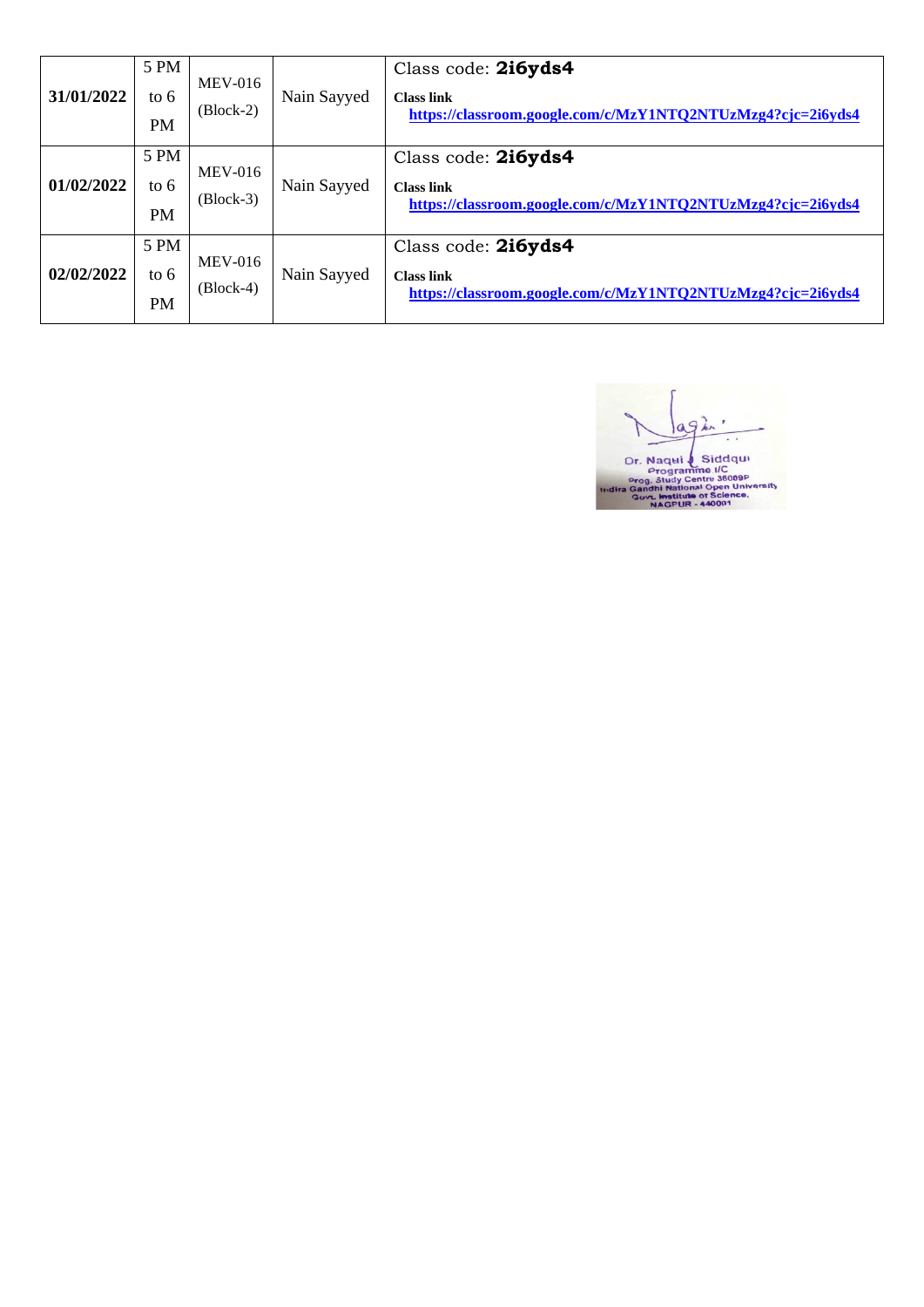| | | | | |
|---|---|---|---|---|
| **31/01/2022** | 5 PM to 6 PM | MEV-016 (Block-2) | Nain Sayyed | Class code: **2i6yds4**<br>**Class link**<br>**https://classroom.google.com/c/MzY1NTQ2NTUzMzg4?cjc=2i6yds4** |
| **01/02/2022** | 5 PM to 6 PM | MEV-016 (Block-3) | Nain Sayyed | Class code: **2i6yds4**<br>**Class link**<br>**https://classroom.google.com/c/MzY1NTQ2NTUzMzg4?cjc=2i6yds4** |
| **02/02/2022** | 5 PM to 6 PM | MEV-016 (Block-4) | Nain Sayyed | Class code: **2i6yds4**<br>**Class link**<br>**https://classroom.google.com/c/MzY1NTQ2NTUzMzg4?cjc=2i6yds4** |

Dr. Naqui J Siddqui
Programme I/C
Prog. Study Centre 36089P
Indira Gandhi National Open University
Govt. Institute of Science,
NAGPUR - 440001